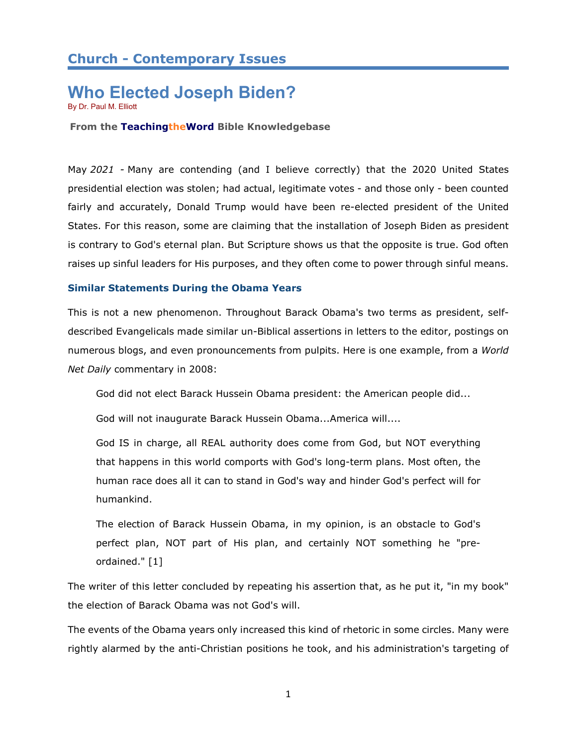## Church - Contemporary Issues

# Who Elected Joseph Biden?

By Dr. Paul M. Elliott

**From the TeachingtheWord Bible Knowledgebase**

May *2021* - Many are contending (and I believe correctly) that the 2020 United States presidential election was stolen; had actual, legitimate votes - and those only - been counted fairly and accurately, Donald Trump would have been re-elected president of the United States. For this reason, some are claiming that the installation of Joseph Biden as president is contrary to God's eternal plan. But Scripture shows us that the opposite is true. God often raises up sinful leaders for His purposes, and they often come to power through sinful means.

### Similar Statements During the Obama Years

This is not a new phenomenon. Throughout Barack Obama's two terms as president, self-described Evangelicals made similar un-Biblical assertions in letters to the editor, postings on numerous blogs, and even pronouncements from pulpits. Here is one example, from a *World Net Daily* commentary in 2008:

> God did not elect Barack Hussein Obama president: the American people did...
>
> God will not inaugurate Barack Hussein Obama...America will....
>
> God IS in charge, all REAL authority does come from God, but NOT everything that happens in this world comports with God's long-term plans. Most often, the human race does all it can to stand in God's way and hinder God's perfect will for humankind.
>
> The election of Barack Hussein Obama, in my opinion, is an obstacle to God's perfect plan, NOT part of His plan, and certainly NOT something he "pre-ordained." [1]

The writer of this letter concluded by repeating his assertion that, as he put it, "in my book" the election of Barack Obama was not God's will.

The events of the Obama years only increased this kind of rhetoric in some circles. Many were rightly alarmed by the anti-Christian positions he took, and his administration's targeting of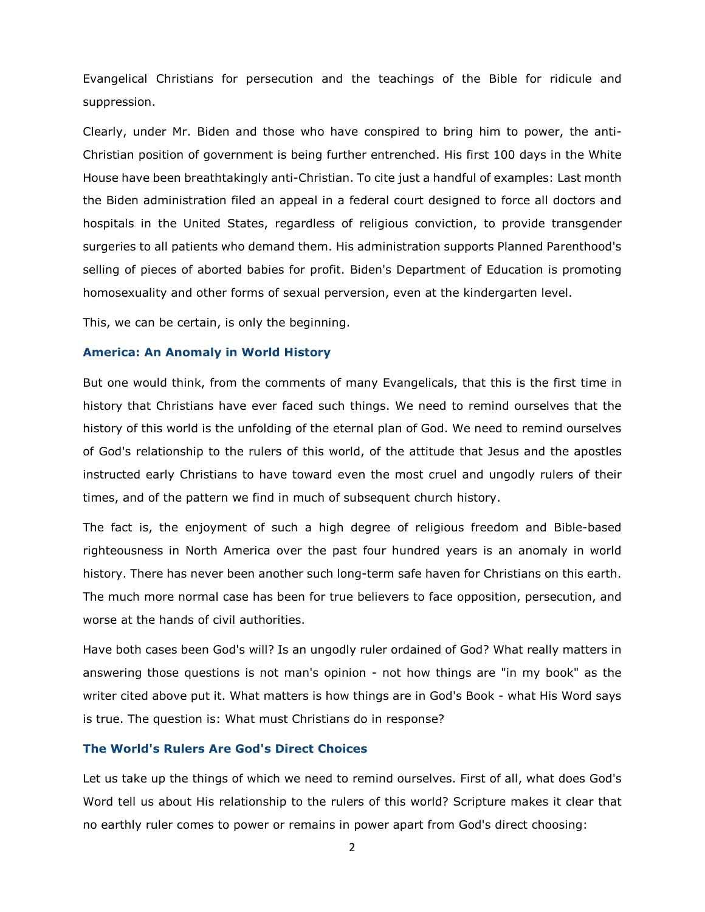Evangelical Christians for persecution and the teachings of the Bible for ridicule and suppression.

Clearly, under Mr. Biden and those who have conspired to bring him to power, the anti-Christian position of government is being further entrenched. His first 100 days in the White House have been breathtakingly anti-Christian. To cite just a handful of examples: Last month the Biden administration filed an appeal in a federal court designed to force all doctors and hospitals in the United States, regardless of religious conviction, to provide transgender surgeries to all patients who demand them. His administration supports Planned Parenthood's selling of pieces of aborted babies for profit. Biden's Department of Education is promoting homosexuality and other forms of sexual perversion, even at the kindergarten level.

This, we can be certain, is only the beginning.

### America: An Anomaly in World History

But one would think, from the comments of many Evangelicals, that this is the first time in history that Christians have ever faced such things. We need to remind ourselves that the history of this world is the unfolding of the eternal plan of God. We need to remind ourselves of God's relationship to the rulers of this world, of the attitude that Jesus and the apostles instructed early Christians to have toward even the most cruel and ungodly rulers of their times, and of the pattern we find in much of subsequent church history.

The fact is, the enjoyment of such a high degree of religious freedom and Bible-based righteousness in North America over the past four hundred years is an anomaly in world history. There has never been another such long-term safe haven for Christians on this earth. The much more normal case has been for true believers to face opposition, persecution, and worse at the hands of civil authorities.

Have both cases been God's will? Is an ungodly ruler ordained of God? What really matters in answering those questions is not man's opinion - not how things are "in my book" as the writer cited above put it. What matters is how things are in God's Book - what His Word says is true. The question is: What must Christians do in response?

### The World's Rulers Are God's Direct Choices

Let us take up the things of which we need to remind ourselves. First of all, what does God's Word tell us about His relationship to the rulers of this world? Scripture makes it clear that no earthly ruler comes to power or remains in power apart from God's direct choosing: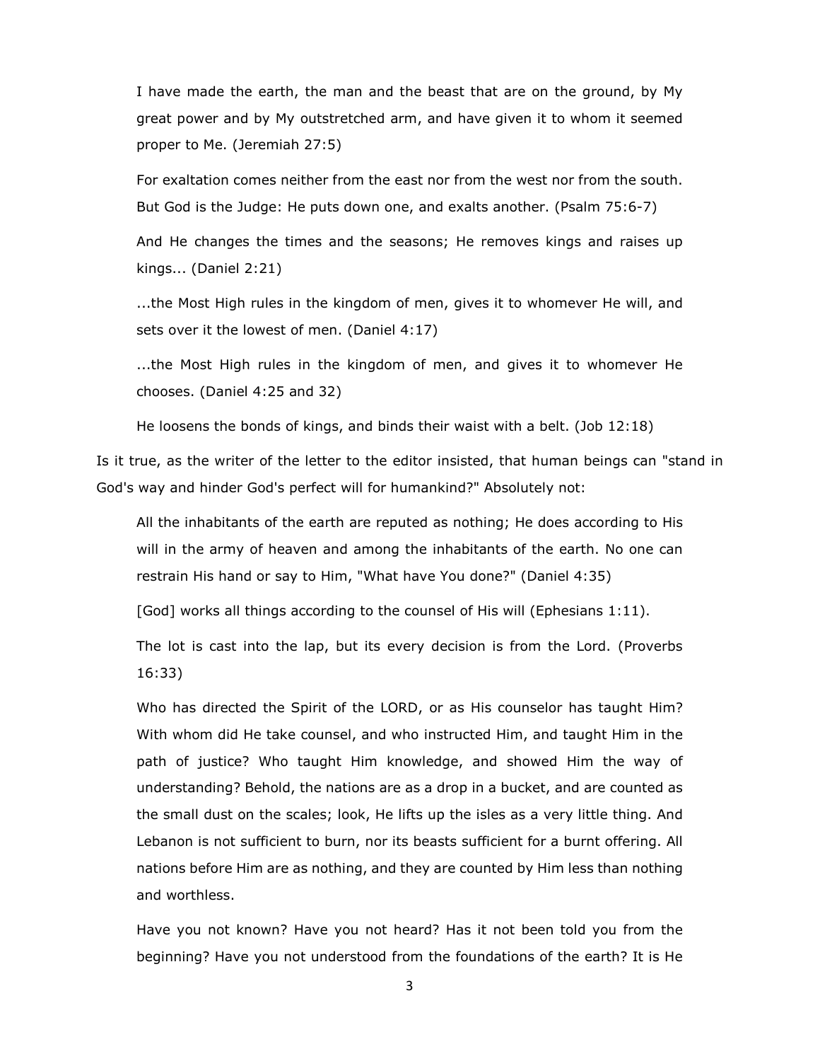> I have made the earth, the man and the beast that are on the ground, by My great power and by My outstretched arm, and have given it to whom it seemed proper to Me. (Jeremiah 27:5)
>
> For exaltation comes neither from the east nor from the west nor from the south. But God is the Judge: He puts down one, and exalts another. (Psalm 75:6-7)
>
> And He changes the times and the seasons; He removes kings and raises up kings... (Daniel 2:21)
>
> ...the Most High rules in the kingdom of men, gives it to whomever He will, and sets over it the lowest of men. (Daniel 4:17)
>
> ...the Most High rules in the kingdom of men, and gives it to whomever He chooses. (Daniel 4:25 and 32)
>
> He loosens the bonds of kings, and binds their waist with a belt. (Job 12:18)

Is it true, as the writer of the letter to the editor insisted, that human beings can "stand in God's way and hinder God's perfect will for humankind?" Absolutely not:

> All the inhabitants of the earth are reputed as nothing; He does according to His will in the army of heaven and among the inhabitants of the earth. No one can restrain His hand or say to Him, "What have You done?" (Daniel 4:35)
>
> [God] works all things according to the counsel of His will (Ephesians 1:11).
>
> The lot is cast into the lap, but its every decision is from the Lord. (Proverbs 16:33)
>
> Who has directed the Spirit of the LORD, or as His counselor has taught Him? With whom did He take counsel, and who instructed Him, and taught Him in the path of justice? Who taught Him knowledge, and showed Him the way of understanding? Behold, the nations are as a drop in a bucket, and are counted as the small dust on the scales; look, He lifts up the isles as a very little thing. And Lebanon is not sufficient to burn, nor its beasts sufficient for a burnt offering. All nations before Him are as nothing, and they are counted by Him less than nothing and worthless.
>
> Have you not known? Have you not heard? Has it not been told you from the beginning? Have you not understood from the foundations of the earth? It is He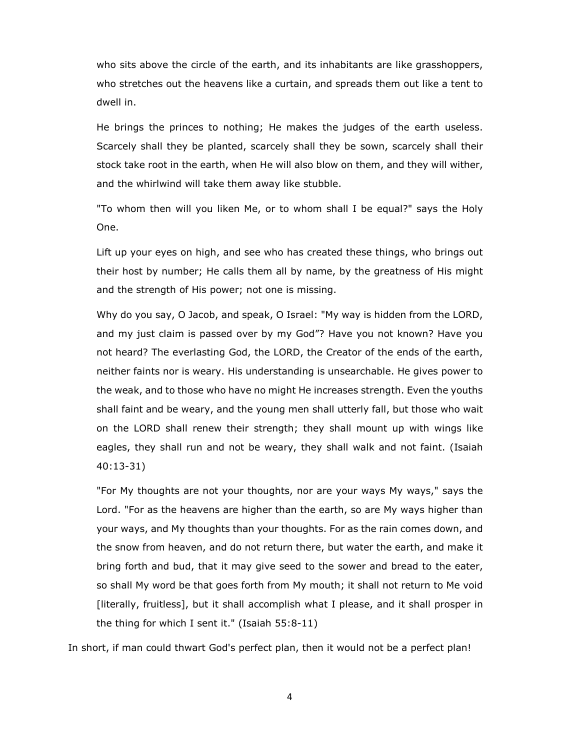> who sits above the circle of the earth, and its inhabitants are like grasshoppers, who stretches out the heavens like a curtain, and spreads them out like a tent to dwell in.
>
> He brings the princes to nothing; He makes the judges of the earth useless. Scarcely shall they be planted, scarcely shall they be sown, scarcely shall their stock take root in the earth, when He will also blow on them, and they will wither, and the whirlwind will take them away like stubble.
>
> "To whom then will you liken Me, or to whom shall I be equal?" says the Holy One.
>
> Lift up your eyes on high, and see who has created these things, who brings out their host by number; He calls them all by name, by the greatness of His might and the strength of His power; not one is missing.
>
> Why do you say, O Jacob, and speak, O Israel: "My way is hidden from the LORD, and my just claim is passed over by my God"? Have you not known? Have you not heard? The everlasting God, the LORD, the Creator of the ends of the earth, neither faints nor is weary. His understanding is unsearchable. He gives power to the weak, and to those who have no might He increases strength. Even the youths shall faint and be weary, and the young men shall utterly fall, but those who wait on the LORD shall renew their strength; they shall mount up with wings like eagles, they shall run and not be weary, they shall walk and not faint. (Isaiah 40:13-31)
>
> "For My thoughts are not your thoughts, nor are your ways My ways," says the Lord. "For as the heavens are higher than the earth, so are My ways higher than your ways, and My thoughts than your thoughts. For as the rain comes down, and the snow from heaven, and do not return there, but water the earth, and make it bring forth and bud, that it may give seed to the sower and bread to the eater, so shall My word be that goes forth from My mouth; it shall not return to Me void [literally, fruitless], but it shall accomplish what I please, and it shall prosper in the thing for which I sent it." (Isaiah 55:8-11)

In short, if man could thwart God's perfect plan, then it would not be a perfect plan!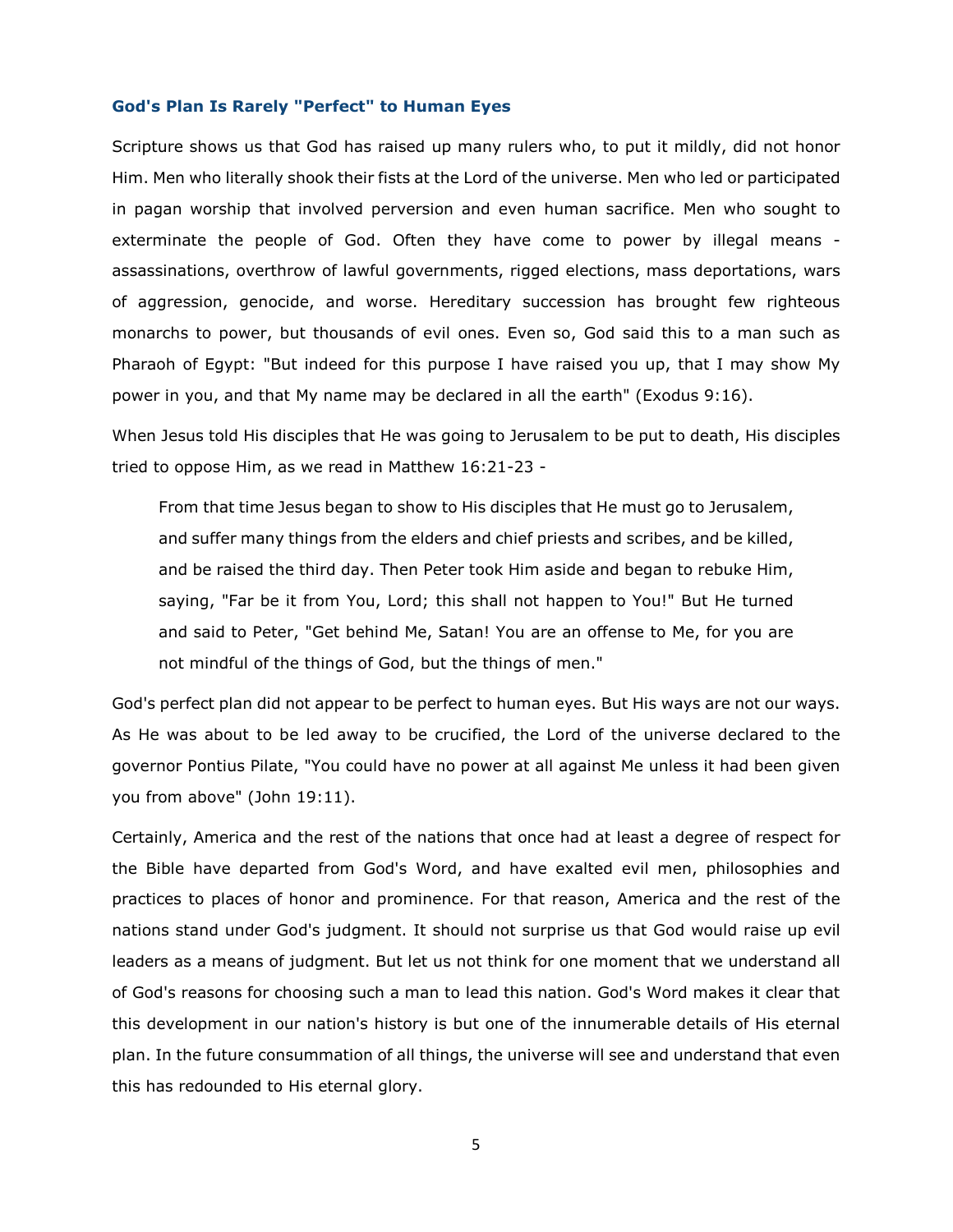### God's Plan Is Rarely "Perfect" to Human Eyes

Scripture shows us that God has raised up many rulers who, to put it mildly, did not honor Him. Men who literally shook their fists at the Lord of the universe. Men who led or participated in pagan worship that involved perversion and even human sacrifice. Men who sought to exterminate the people of God. Often they have come to power by illegal means - assassinations, overthrow of lawful governments, rigged elections, mass deportations, wars of aggression, genocide, and worse. Hereditary succession has brought few righteous monarchs to power, but thousands of evil ones. Even so, God said this to a man such as Pharaoh of Egypt: "But indeed for this purpose I have raised you up, that I may show My power in you, and that My name may be declared in all the earth" (Exodus 9:16).

When Jesus told His disciples that He was going to Jerusalem to be put to death, His disciples tried to oppose Him, as we read in Matthew 16:21-23 -

> From that time Jesus began to show to His disciples that He must go to Jerusalem, and suffer many things from the elders and chief priests and scribes, and be killed, and be raised the third day. Then Peter took Him aside and began to rebuke Him, saying, "Far be it from You, Lord; this shall not happen to You!" But He turned and said to Peter, "Get behind Me, Satan! You are an offense to Me, for you are not mindful of the things of God, but the things of men."

God's perfect plan did not appear to be perfect to human eyes. But His ways are not our ways. As He was about to be led away to be crucified, the Lord of the universe declared to the governor Pontius Pilate, "You could have no power at all against Me unless it had been given you from above" (John 19:11).

Certainly, America and the rest of the nations that once had at least a degree of respect for the Bible have departed from God's Word, and have exalted evil men, philosophies and practices to places of honor and prominence. For that reason, America and the rest of the nations stand under God's judgment. It should not surprise us that God would raise up evil leaders as a means of judgment. But let us not think for one moment that we understand all of God's reasons for choosing such a man to lead this nation. God's Word makes it clear that this development in our nation's history is but one of the innumerable details of His eternal plan. In the future consummation of all things, the universe will see and understand that even this has redounded to His eternal glory.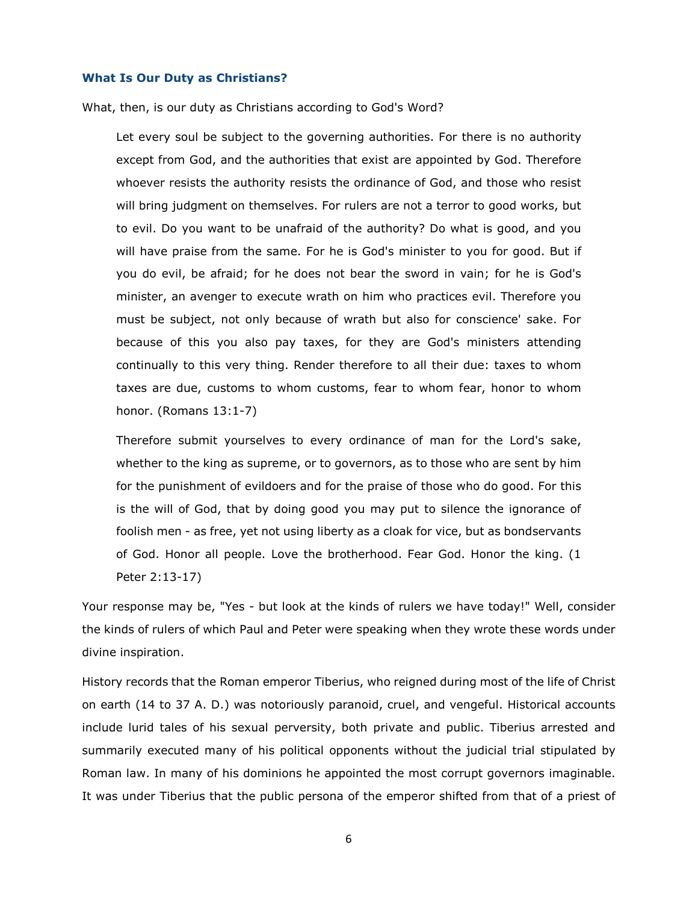### **What Is Our Duty as Christians?**

What, then, is our duty as Christians according to God's Word?

> Let every soul be subject to the governing authorities. For there is no authority except from God, and the authorities that exist are appointed by God. Therefore whoever resists the authority resists the ordinance of God, and those who resist will bring judgment on themselves. For rulers are not a terror to good works, but to evil. Do you want to be unafraid of the authority? Do what is good, and you will have praise from the same. For he is God's minister to you for good. But if you do evil, be afraid; for he does not bear the sword in vain; for he is God's minister, an avenger to execute wrath on him who practices evil. Therefore you must be subject, not only because of wrath but also for conscience' sake. For because of this you also pay taxes, for they are God's ministers attending continually to this very thing. Render therefore to all their due: taxes to whom taxes are due, customs to whom customs, fear to whom fear, honor to whom honor. (Romans 13:1-7)
>
> Therefore submit yourselves to every ordinance of man for the Lord's sake, whether to the king as supreme, or to governors, as to those who are sent by him for the punishment of evildoers and for the praise of those who do good. For this is the will of God, that by doing good you may put to silence the ignorance of foolish men - as free, yet not using liberty as a cloak for vice, but as bondservants of God. Honor all people. Love the brotherhood. Fear God. Honor the king. (1 Peter 2:13-17)

Your response may be, "Yes - but look at the kinds of rulers we have today!" Well, consider the kinds of rulers of which Paul and Peter were speaking when they wrote these words under divine inspiration.

History records that the Roman emperor Tiberius, who reigned during most of the life of Christ on earth (14 to 37 A. D.) was notoriously paranoid, cruel, and vengeful. Historical accounts include lurid tales of his sexual perversity, both private and public. Tiberius arrested and summarily executed many of his political opponents without the judicial trial stipulated by Roman law. In many of his dominions he appointed the most corrupt governors imaginable. It was under Tiberius that the public persona of the emperor shifted from that of a priest of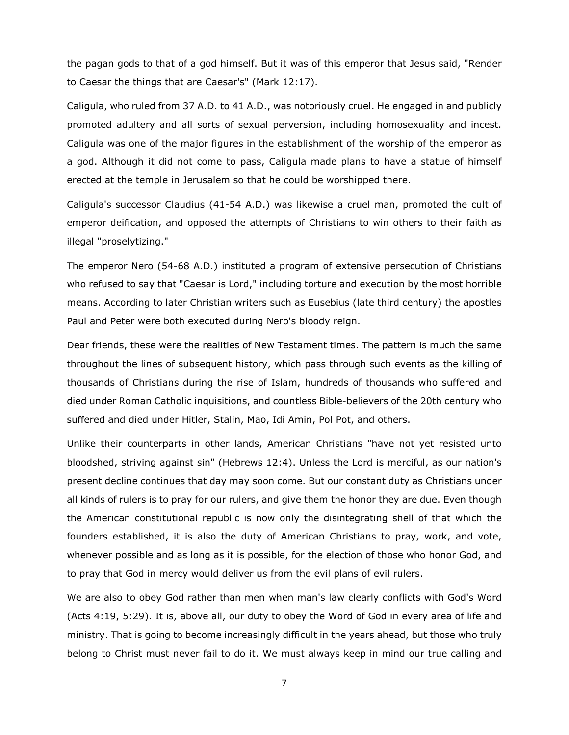the pagan gods to that of a god himself. But it was of this emperor that Jesus said, "Render to Caesar the things that are Caesar's" (Mark 12:17).

Caligula, who ruled from 37 A.D. to 41 A.D., was notoriously cruel. He engaged in and publicly promoted adultery and all sorts of sexual perversion, including homosexuality and incest. Caligula was one of the major figures in the establishment of the worship of the emperor as a god. Although it did not come to pass, Caligula made plans to have a statue of himself erected at the temple in Jerusalem so that he could be worshipped there.

Caligula's successor Claudius (41-54 A.D.) was likewise a cruel man, promoted the cult of emperor deification, and opposed the attempts of Christians to win others to their faith as illegal "proselytizing."

The emperor Nero (54-68 A.D.) instituted a program of extensive persecution of Christians who refused to say that "Caesar is Lord," including torture and execution by the most horrible means. According to later Christian writers such as Eusebius (late third century) the apostles Paul and Peter were both executed during Nero's bloody reign.

Dear friends, these were the realities of New Testament times. The pattern is much the same throughout the lines of subsequent history, which pass through such events as the killing of thousands of Christians during the rise of Islam, hundreds of thousands who suffered and died under Roman Catholic inquisitions, and countless Bible-believers of the 20th century who suffered and died under Hitler, Stalin, Mao, Idi Amin, Pol Pot, and others.

Unlike their counterparts in other lands, American Christians "have not yet resisted unto bloodshed, striving against sin" (Hebrews 12:4). Unless the Lord is merciful, as our nation's present decline continues that day may soon come. But our constant duty as Christians under all kinds of rulers is to pray for our rulers, and give them the honor they are due. Even though the American constitutional republic is now only the disintegrating shell of that which the founders established, it is also the duty of American Christians to pray, work, and vote, whenever possible and as long as it is possible, for the election of those who honor God, and to pray that God in mercy would deliver us from the evil plans of evil rulers.

We are also to obey God rather than men when man's law clearly conflicts with God's Word (Acts 4:19, 5:29). It is, above all, our duty to obey the Word of God in every area of life and ministry. That is going to become increasingly difficult in the years ahead, but those who truly belong to Christ must never fail to do it. We must always keep in mind our true calling and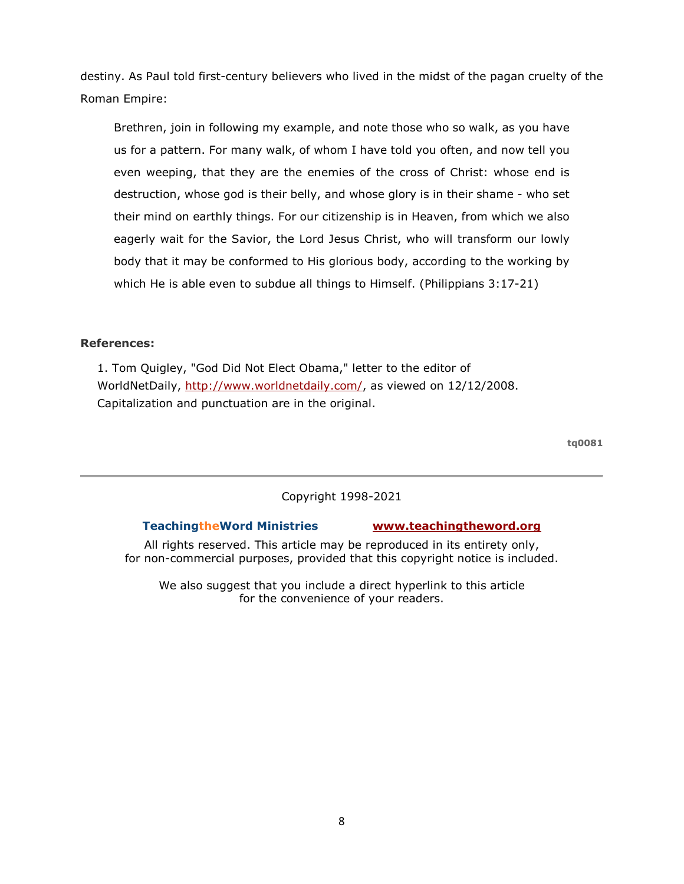destiny. As Paul told first-century believers who lived in the midst of the pagan cruelty of the Roman Empire:

> Brethren, join in following my example, and note those who so walk, as you have us for a pattern. For many walk, of whom I have told you often, and now tell you even weeping, that they are the enemies of the cross of Christ: whose end is destruction, whose god is their belly, and whose glory is in their shame - who set their mind on earthly things. For our citizenship is in Heaven, from which we also eagerly wait for the Savior, the Lord Jesus Christ, who will transform our lowly body that it may be conformed to His glorious body, according to the working by which He is able even to subdue all things to Himself. (Philippians 3:17-21)

**References:**

1. Tom Quigley, "God Did Not Elect Obama," letter to the editor of WorldNetDaily, http://www.worldnetdaily.com/, as viewed on 12/12/2008. Capitalization and punctuation are in the original.

**tq0081**

---

Copyright 1998-2021

**TeachingtheWord Ministries** **www.teachingtheword.org**

All rights reserved. This article may be reproduced in its entirety only, for non-commercial purposes, provided that this copyright notice is included.

We also suggest that you include a direct hyperlink to this article for the convenience of your readers.